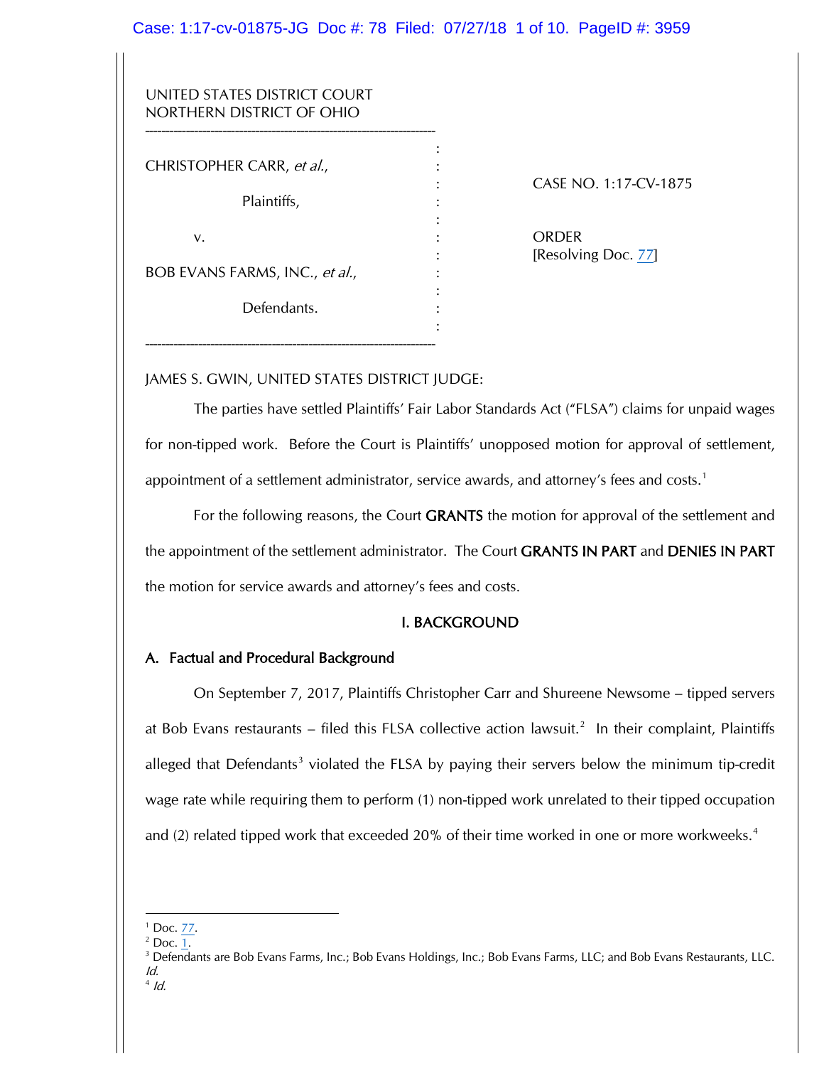UNITED STATES DISTRICT COURT
NORTHERN DISTRICT OF OHIO

| | | |
|---|---|---|
| CHRISTOPHER CARR, *et al.*, | : | CASE NO. 1:17-CV-1875 |
| Plaintiffs, | : | |
| v. | : | ORDER [Resolving Doc. 77] |
| BOB EVANS FARMS, INC., *et al.*, | : | |
| Defendants. | : | |

JAMES S. GWIN, UNITED STATES DISTRICT JUDGE:

The parties have settled Plaintiffs' Fair Labor Standards Act ("FLSA") claims for unpaid wages for non-tipped work. Before the Court is Plaintiffs' unopposed motion for approval of settlement, appointment of a settlement administrator, service awards, and attorney's fees and costs.[1]

For the following reasons, the Court **GRANTS** the motion for approval of the settlement and the appointment of the settlement administrator. The Court **GRANTS IN PART** and **DENIES IN PART** the motion for service awards and attorney's fees and costs.

## I. BACKGROUND

### A. Factual and Procedural Background

On September 7, 2017, Plaintiffs Christopher Carr and Shureene Newsome – tipped servers at Bob Evans restaurants – filed this FLSA collective action lawsuit.[2] In their complaint, Plaintiffs alleged that Defendants[3] violated the FLSA by paying their servers below the minimum tip-credit wage rate while requiring them to perform (1) non-tipped work unrelated to their tipped occupation and (2) related tipped work that exceeded 20% of their time worked in one or more workweeks.[4]

---

[1] Doc. 77.
[2] Doc. 1.
[3] Defendants are Bob Evans Farms, Inc.; Bob Evans Holdings, Inc.; Bob Evans Farms, LLC; and Bob Evans Restaurants, LLC. *Id.*
[4] *Id.*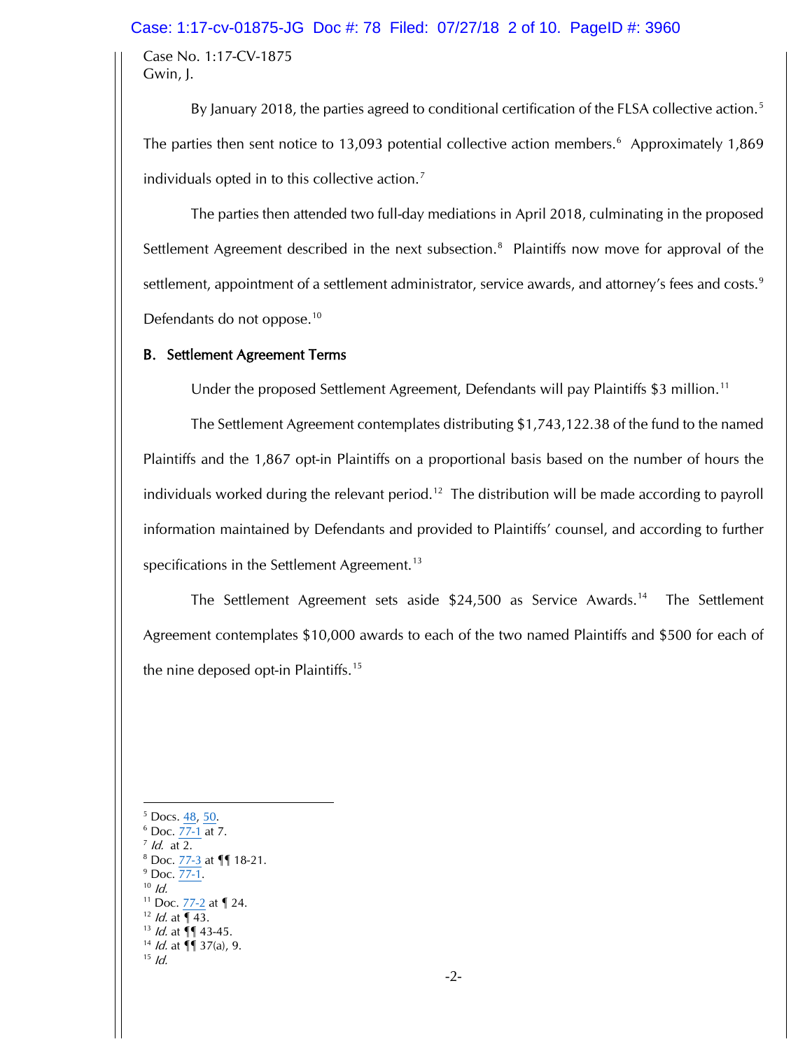By January 2018, the parties agreed to conditional certification of the FLSA collective action.[5] The parties then sent notice to 13,093 potential collective action members.[6] Approximately 1,869 individuals opted in to this collective action.[7]

The parties then attended two full-day mediations in April 2018, culminating in the proposed Settlement Agreement described in the next subsection.[8] Plaintiffs now move for approval of the settlement, appointment of a settlement administrator, service awards, and attorney's fees and costs.[9] Defendants do not oppose.[10]

### B. Settlement Agreement Terms

Under the proposed Settlement Agreement, Defendants will pay Plaintiffs $3 million.[11]

The Settlement Agreement contemplates distributing $1,743,122.38 of the fund to the named Plaintiffs and the 1,867 opt-in Plaintiffs on a proportional basis based on the number of hours the individuals worked during the relevant period.[12] The distribution will be made according to payroll information maintained by Defendants and provided to Plaintiffs' counsel, and according to further specifications in the Settlement Agreement.[13]

The Settlement Agreement sets aside $24,500 as Service Awards.[14] The Settlement Agreement contemplates $10,000 awards to each of the two named Plaintiffs and $500 for each of the nine deposed opt-in Plaintiffs.[15]

---

[5] Docs. 48, 50.
[6] Doc. 77-1 at 7.
[7] *Id.* at 2.
[8] Doc. 77-3 at ¶¶ 18-21.
[9] Doc. 77-1.
[10] *Id.*
[11] Doc. 77-2 at ¶ 24.
[12] *Id.* at ¶ 43.
[13] *Id.* at ¶¶ 43-45.
[14] *Id.* at ¶¶ 37(a), 9.
[15] *Id.*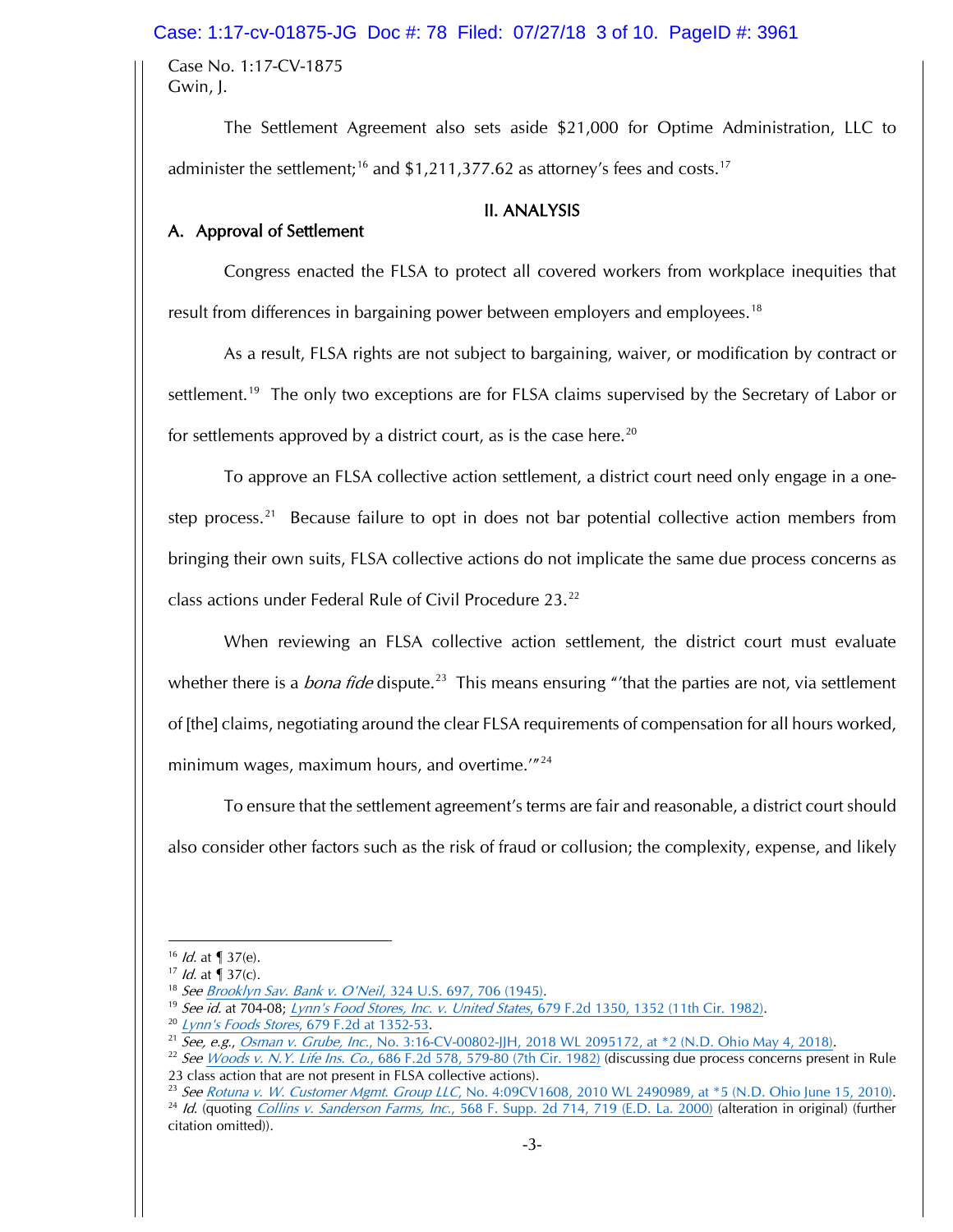Case No. 1:17-CV-1875
Gwin, J.

The Settlement Agreement also sets aside $21,000 for Optime Administration, LLC to administer the settlement;[16] and $1,211,377.62 as attorney's fees and costs.[17]

## II. ANALYSIS

### A. Approval of Settlement

Congress enacted the FLSA to protect all covered workers from workplace inequities that result from differences in bargaining power between employers and employees.[18]

As a result, FLSA rights are not subject to bargaining, waiver, or modification by contract or settlement.[19] The only two exceptions are for FLSA claims supervised by the Secretary of Labor or for settlements approved by a district court, as is the case here.[20]

To approve an FLSA collective action settlement, a district court need only engage in a one-step process.[21] Because failure to opt in does not bar potential collective action members from bringing their own suits, FLSA collective actions do not implicate the same due process concerns as class actions under Federal Rule of Civil Procedure 23.[22]

When reviewing an FLSA collective action settlement, the district court must evaluate whether there is a *bona fide* dispute.[23] This means ensuring "'that the parties are not, via settlement of [the] claims, negotiating around the clear FLSA requirements of compensation for all hours worked, minimum wages, maximum hours, and overtime.'"[24]

To ensure that the settlement agreement's terms are fair and reasonable, a district court should also consider other factors such as the risk of fraud or collusion; the complexity, expense, and likely

---

[16] *Id.* at ¶ 37(e).

[17] *Id.* at ¶ 37(c).

[18] *See Brooklyn Sav. Bank v. O'Neil*, 324 U.S. 697, 706 (1945).

[19] *See id.* at 704-08; *Lynn's Food Stores, Inc. v. United States*, 679 F.2d 1350, 1352 (11th Cir. 1982).

[20] *Lynn's Foods Stores*, 679 F.2d at 1352-53.

[21] *See, e.g.*, *Osman v. Grube, Inc.*, No. 3:16-CV-00802-JJH, 2018 WL 2095172, at *2 (N.D. Ohio May 4, 2018).

[22] *See Woods v. N.Y. Life Ins. Co.*, 686 F.2d 578, 579-80 (7th Cir. 1982) (discussing due process concerns present in Rule 23 class action that are not present in FLSA collective actions).

[23] *See Rotuna v. W. Customer Mgmt. Group LLC*, No. 4:09CV1608, 2010 WL 2490989, at *5 (N.D. Ohio June 15, 2010).

[24] *Id.* (quoting *Collins v. Sanderson Farms, Inc.*, 568 F. Supp. 2d 714, 719 (E.D. La. 2000) (alteration in original) (further citation omitted)).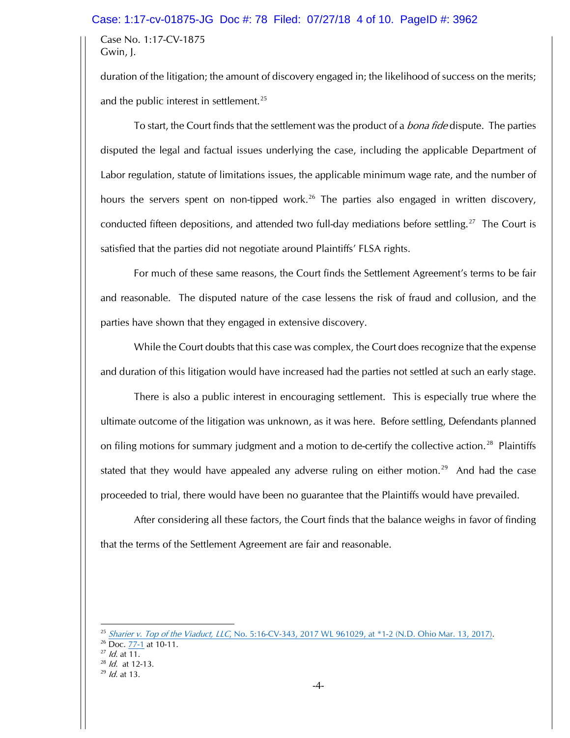duration of the litigation; the amount of discovery engaged in; the likelihood of success on the merits; and the public interest in settlement.[25]

To start, the Court finds that the settlement was the product of a *bona fide* dispute. The parties disputed the legal and factual issues underlying the case, including the applicable Department of Labor regulation, statute of limitations issues, the applicable minimum wage rate, and the number of hours the servers spent on non-tipped work.[26] The parties also engaged in written discovery, conducted fifteen depositions, and attended two full-day mediations before settling.[27] The Court is satisfied that the parties did not negotiate around Plaintiffs' FLSA rights.

For much of these same reasons, the Court finds the Settlement Agreement's terms to be fair and reasonable. The disputed nature of the case lessens the risk of fraud and collusion, and the parties have shown that they engaged in extensive discovery.

While the Court doubts that this case was complex, the Court does recognize that the expense and duration of this litigation would have increased had the parties not settled at such an early stage.

There is also a public interest in encouraging settlement. This is especially true where the ultimate outcome of the litigation was unknown, as it was here. Before settling, Defendants planned on filing motions for summary judgment and a motion to de-certify the collective action.[28] Plaintiffs stated that they would have appealed any adverse ruling on either motion.[29] And had the case proceeded to trial, there would have been no guarantee that the Plaintiffs would have prevailed.

After considering all these factors, the Court finds that the balance weighs in favor of finding that the terms of the Settlement Agreement are fair and reasonable.

---

[25] *Sharier v. Top of the Viaduct, LLC*, No. 5:16-CV-343, 2017 WL 961029, at *1-2 (N.D. Ohio Mar. 13, 2017).

[26] Doc. 77-1 at 10-11.

[27] *Id.* at 11.

[28] *Id.* at 12-13.

[29] *Id.* at 13.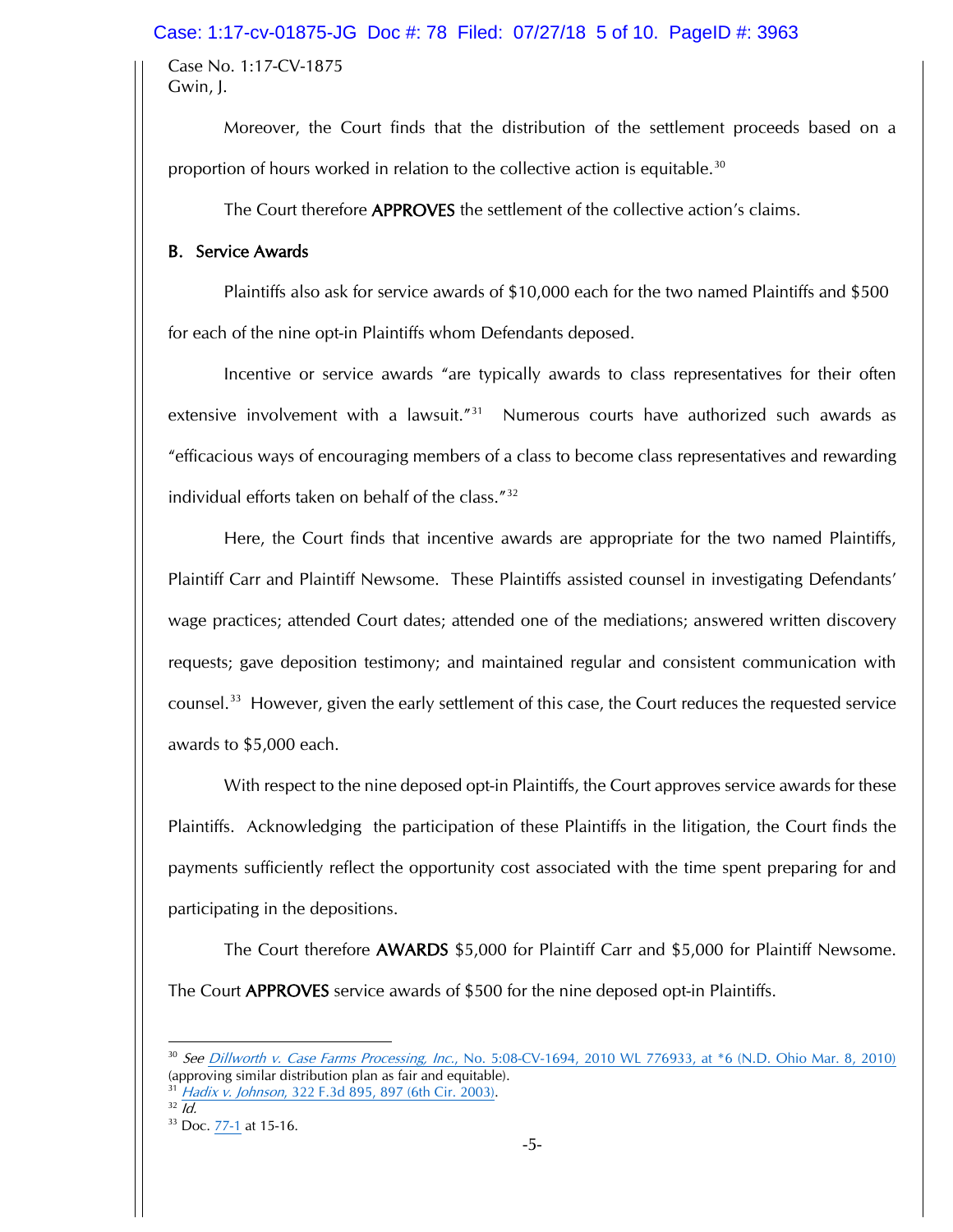Moreover, the Court finds that the distribution of the settlement proceeds based on a proportion of hours worked in relation to the collective action is equitable.[30]

The Court therefore **APPROVES** the settlement of the collective action's claims.

### B. Service Awards

Plaintiffs also ask for service awards of $10,000 each for the two named Plaintiffs and $500 for each of the nine opt-in Plaintiffs whom Defendants deposed.

Incentive or service awards "are typically awards to class representatives for their often extensive involvement with a lawsuit."[31] Numerous courts have authorized such awards as "efficacious ways of encouraging members of a class to become class representatives and rewarding individual efforts taken on behalf of the class."[32]

Here, the Court finds that incentive awards are appropriate for the two named Plaintiffs, Plaintiff Carr and Plaintiff Newsome. These Plaintiffs assisted counsel in investigating Defendants' wage practices; attended Court dates; attended one of the mediations; answered written discovery requests; gave deposition testimony; and maintained regular and consistent communication with counsel.[33] However, given the early settlement of this case, the Court reduces the requested service awards to $5,000 each.

With respect to the nine deposed opt-in Plaintiffs, the Court approves service awards for these Plaintiffs. Acknowledging the participation of these Plaintiffs in the litigation, the Court finds the payments sufficiently reflect the opportunity cost associated with the time spent preparing for and participating in the depositions.

The Court therefore **AWARDS** $5,000 for Plaintiff Carr and $5,000 for Plaintiff Newsome. The Court **APPROVES** service awards of $500 for the nine deposed opt-in Plaintiffs.

---

[30] *See Dillworth v. Case Farms Processing, Inc.*, No. 5:08-CV-1694, 2010 WL 776933, at *6 (N.D. Ohio Mar. 8, 2010) (approving similar distribution plan as fair and equitable).

[31] *Hadix v. Johnson*, 322 F.3d 895, 897 (6th Cir. 2003).

[32] *Id.*

[33] Doc. 77-1 at 15-16.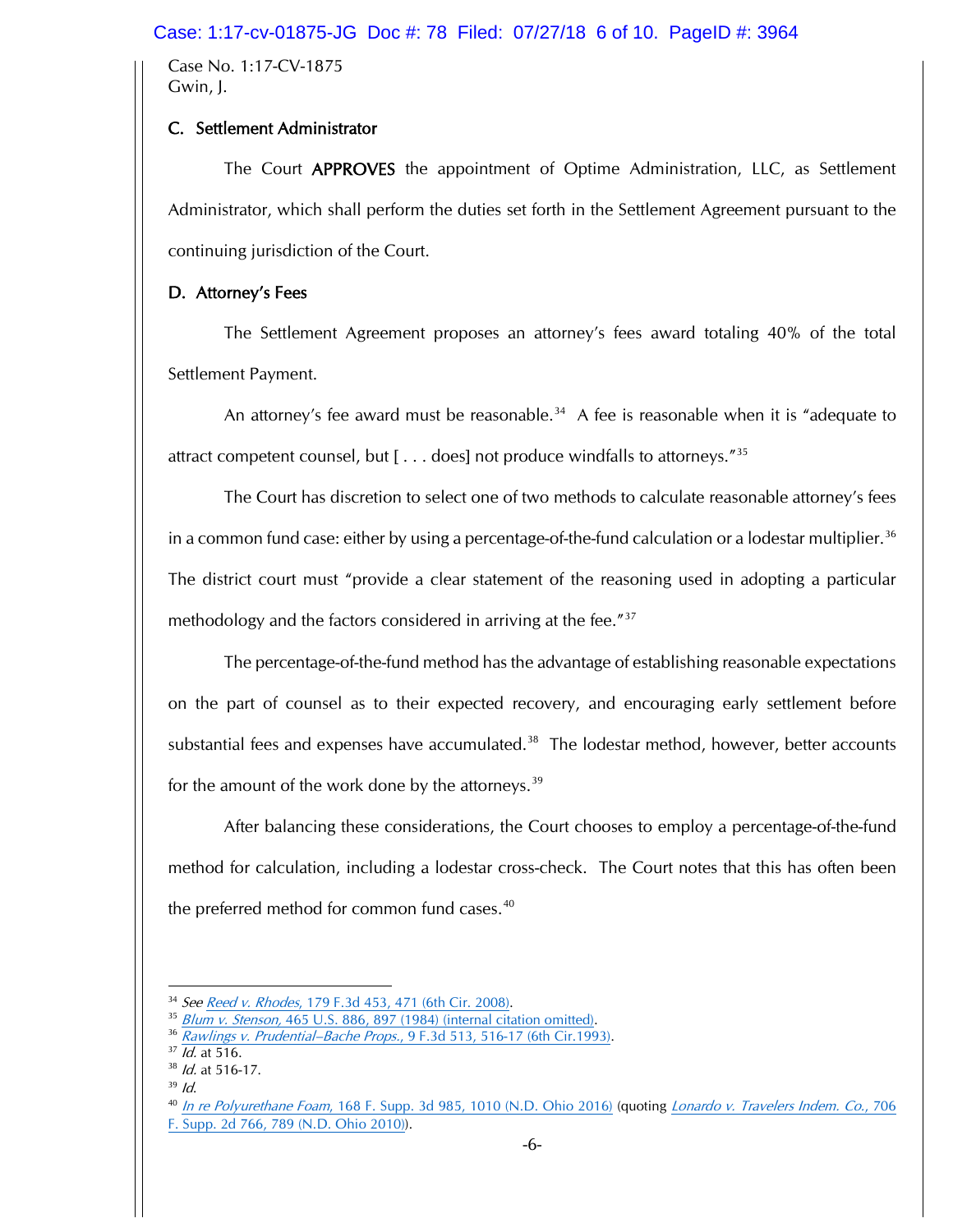Case No. 1:17-CV-1875
Gwin, J.

### C. Settlement Administrator

The Court **APPROVES** the appointment of Optime Administration, LLC, as Settlement Administrator, which shall perform the duties set forth in the Settlement Agreement pursuant to the continuing jurisdiction of the Court.

### D. Attorney's Fees

The Settlement Agreement proposes an attorney's fees award totaling 40% of the total Settlement Payment.

An attorney's fee award must be reasonable.[34] A fee is reasonable when it is "adequate to attract competent counsel, but [ . . . does] not produce windfalls to attorneys."[35]

The Court has discretion to select one of two methods to calculate reasonable attorney's fees in a common fund case: either by using a percentage-of-the-fund calculation or a lodestar multiplier.[36] The district court must "provide a clear statement of the reasoning used in adopting a particular methodology and the factors considered in arriving at the fee."[37]

The percentage-of-the-fund method has the advantage of establishing reasonable expectations on the part of counsel as to their expected recovery, and encouraging early settlement before substantial fees and expenses have accumulated.[38] The lodestar method, however, better accounts for the amount of the work done by the attorneys.[39]

After balancing these considerations, the Court chooses to employ a percentage-of-the-fund method for calculation, including a lodestar cross-check. The Court notes that this has often been the preferred method for common fund cases.[40]

---

[34] *See Reed v. Rhodes*, 179 F.3d 453, 471 (6th Cir. 2008).
[35] *Blum v. Stenson*, 465 U.S. 886, 897 (1984) (internal citation omitted).
[36] *Rawlings v. Prudential–Bache Props.*, 9 F.3d 513, 516-17 (6th Cir.1993).
[37] *Id.* at 516.
[38] *Id.* at 516-17.
[39] *Id.*
[40] *In re Polyurethane Foam*, 168 F. Supp. 3d 985, 1010 (N.D. Ohio 2016) (quoting *Lonardo v. Travelers Indem. Co.*, 706 F. Supp. 2d 766, 789 (N.D. Ohio 2010)).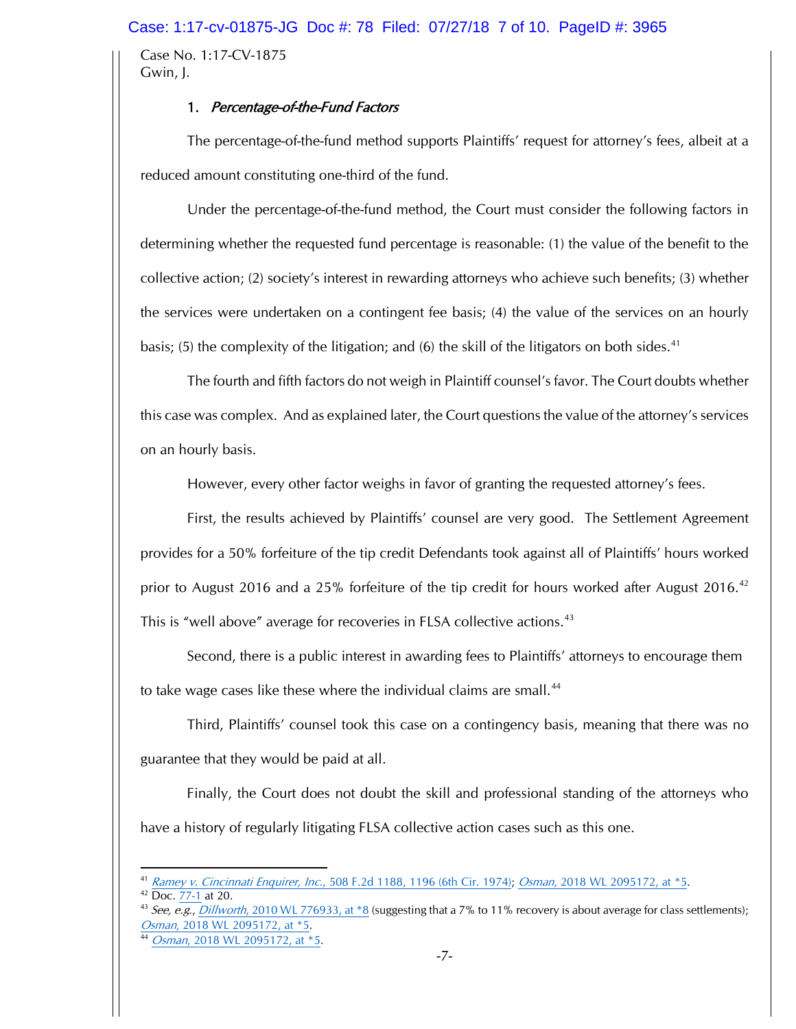### 1. *Percentage-of-the-Fund Factors*

The percentage-of-the-fund method supports Plaintiffs' request for attorney's fees, albeit at a reduced amount constituting one-third of the fund.

Under the percentage-of-the-fund method, the Court must consider the following factors in determining whether the requested fund percentage is reasonable: (1) the value of the benefit to the collective action; (2) society's interest in rewarding attorneys who achieve such benefits; (3) whether the services were undertaken on a contingent fee basis; (4) the value of the services on an hourly basis; (5) the complexity of the litigation; and (6) the skill of the litigators on both sides.[41]

The fourth and fifth factors do not weigh in Plaintiff counsel's favor. The Court doubts whether this case was complex. And as explained later, the Court questions the value of the attorney's services on an hourly basis.

However, every other factor weighs in favor of granting the requested attorney's fees.

First, the results achieved by Plaintiffs' counsel are very good. The Settlement Agreement provides for a 50% forfeiture of the tip credit Defendants took against all of Plaintiffs' hours worked prior to August 2016 and a 25% forfeiture of the tip credit for hours worked after August 2016.[42] This is "well above" average for recoveries in FLSA collective actions.[43]

Second, there is a public interest in awarding fees to Plaintiffs' attorneys to encourage them to take wage cases like these where the individual claims are small.[44]

Third, Plaintiffs' counsel took this case on a contingency basis, meaning that there was no guarantee that they would be paid at all.

Finally, the Court does not doubt the skill and professional standing of the attorneys who have a history of regularly litigating FLSA collective action cases such as this one.

---

[41] *Ramey v. Cincinnati Enquirer, Inc.*, 508 F.2d 1188, 1196 (6th Cir. 1974); *Osman*, 2018 WL 2095172, at *5.

[42] Doc. 77-1 at 20.

[43] *See, e.g.*, *Dillworth*, 2010 WL 776933, at *8 (suggesting that a 7% to 11% recovery is about average for class settlements); *Osman*, 2018 WL 2095172, at *5.

[44] *Osman*, 2018 WL 2095172, at *5.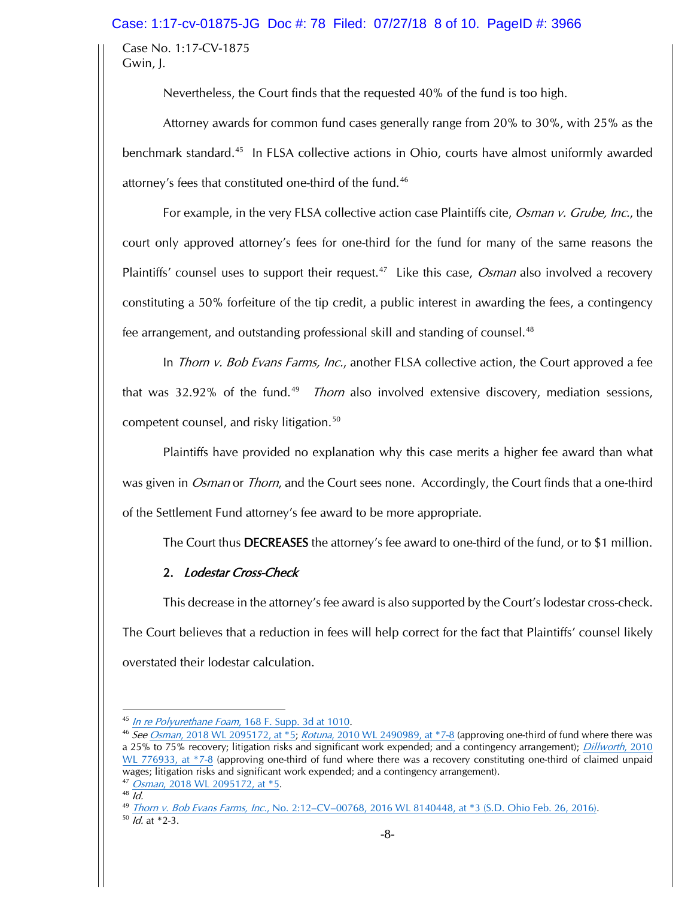Nevertheless, the Court finds that the requested 40% of the fund is too high.

Attorney awards for common fund cases generally range from 20% to 30%, with 25% as the benchmark standard.[45] In FLSA collective actions in Ohio, courts have almost uniformly awarded attorney's fees that constituted one-third of the fund.[46]

For example, in the very FLSA collective action case Plaintiffs cite, *Osman v. Grube, Inc.*, the court only approved attorney's fees for one-third for the fund for many of the same reasons the Plaintiffs' counsel uses to support their request.[47] Like this case, *Osman* also involved a recovery constituting a 50% forfeiture of the tip credit, a public interest in awarding the fees, a contingency fee arrangement, and outstanding professional skill and standing of counsel.[48]

In *Thorn v. Bob Evans Farms, Inc.*, another FLSA collective action, the Court approved a fee that was 32.92% of the fund.[49] *Thorn* also involved extensive discovery, mediation sessions, competent counsel, and risky litigation.[50]

Plaintiffs have provided no explanation why this case merits a higher fee award than what was given in *Osman* or *Thorn*, and the Court sees none. Accordingly, the Court finds that a one-third of the Settlement Fund attorney's fee award to be more appropriate.

The Court thus **DECREASES** the attorney's fee award to one-third of the fund, or to $1 million.

### 2. *Lodestar Cross-Check*

This decrease in the attorney's fee award is also supported by the Court's lodestar cross-check. The Court believes that a reduction in fees will help correct for the fact that Plaintiffs' counsel likely overstated their lodestar calculation.

---

[45] *In re Polyurethane Foam*, 168 F. Supp. 3d at 1010.

[46] *See Osman*, 2018 WL 2095172, at *5; *Rotuna*, 2010 WL 2490989, at *7-8 (approving one-third of fund where there was a 25% to 75% recovery; litigation risks and significant work expended; and a contingency arrangement); *Dillworth*, 2010 WL 776933, at *7-8 (approving one-third of fund where there was a recovery constituting one-third of claimed unpaid wages; litigation risks and significant work expended; and a contingency arrangement).

[47] *Osman*, 2018 WL 2095172, at *5.

[48] *Id.*

[49] *Thorn v. Bob Evans Farms, Inc.*, No. 2:12–CV–00768, 2016 WL 8140448, at *3 (S.D. Ohio Feb. 26, 2016).

[50] *Id.* at *2-3.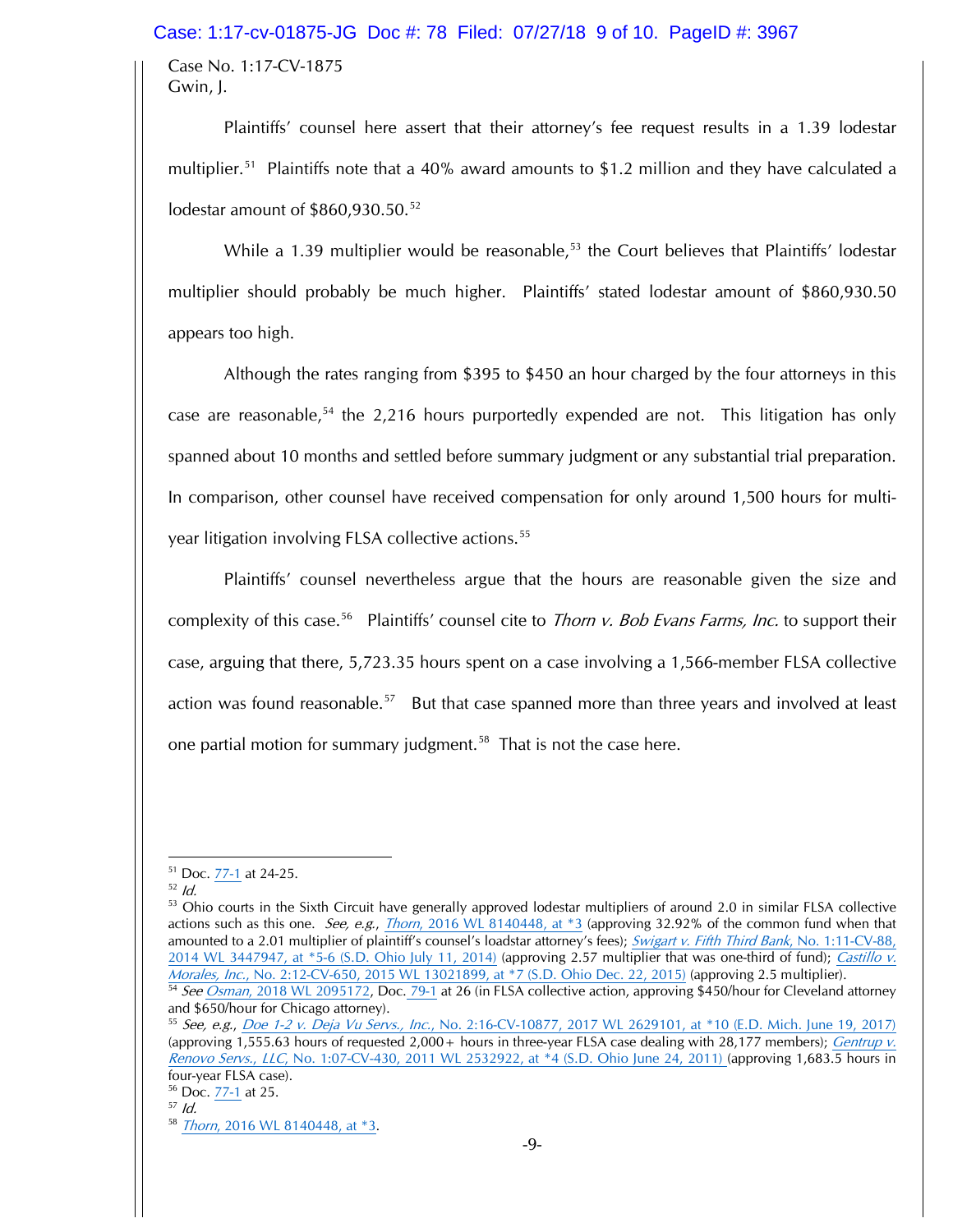Case No. 1:17-CV-1875
Gwin, J.

Plaintiffs' counsel here assert that their attorney's fee request results in a 1.39 lodestar multiplier.[51] Plaintiffs note that a 40% award amounts to $1.2 million and they have calculated a lodestar amount of $860,930.50.[52]

While a 1.39 multiplier would be reasonable,[53] the Court believes that Plaintiffs' lodestar multiplier should probably be much higher. Plaintiffs' stated lodestar amount of $860,930.50 appears too high.

Although the rates ranging from $395 to $450 an hour charged by the four attorneys in this case are reasonable,[54] the 2,216 hours purportedly expended are not. This litigation has only spanned about 10 months and settled before summary judgment or any substantial trial preparation. In comparison, other counsel have received compensation for only around 1,500 hours for multi-year litigation involving FLSA collective actions.[55]

Plaintiffs' counsel nevertheless argue that the hours are reasonable given the size and complexity of this case.[56] Plaintiffs' counsel cite to *Thorn v. Bob Evans Farms, Inc.* to support their case, arguing that there, 5,723.35 hours spent on a case involving a 1,566-member FLSA collective action was found reasonable.[57] But that case spanned more than three years and involved at least one partial motion for summary judgment.[58] That is not the case here.

---

[51] Doc. 77-1 at 24-25.

[52] *Id.*

[53] Ohio courts in the Sixth Circuit have generally approved lodestar multipliers of around 2.0 in similar FLSA collective actions such as this one. *See, e.g.*, *Thorn*, 2016 WL 8140448, at *3 (approving 32.92% of the common fund when that amounted to a 2.01 multiplier of plaintiff's counsel's loadstar attorney's fees); *Swigart v. Fifth Third Bank*, No. 1:11-CV-88, 2014 WL 3447947, at *5-6 (S.D. Ohio July 11, 2014) (approving 2.57 multiplier that was one-third of fund); *Castillo v. Morales, Inc.*, No. 2:12-CV-650, 2015 WL 13021899, at *7 (S.D. Ohio Dec. 22, 2015) (approving 2.5 multiplier).

[54] *See Osman*, 2018 WL 2095172, Doc. 79-1 at 26 (in FLSA collective action, approving $450/hour for Cleveland attorney and $650/hour for Chicago attorney).

[55] *See, e.g.*, *Doe 1-2 v. Deja Vu Servs., Inc.*, No. 2:16-CV-10877, 2017 WL 2629101, at *10 (E.D. Mich. June 19, 2017) (approving 1,555.63 hours of requested 2,000+ hours in three-year FLSA case dealing with 28,177 members); *Gentrup v. Renovo Servs., LLC*, No. 1:07-CV-430, 2011 WL 2532922, at *4 (S.D. Ohio June 24, 2011) (approving 1,683.5 hours in four-year FLSA case).

[56] Doc. 77-1 at 25.

[57] *Id.*

[58] *Thorn*, 2016 WL 8140448, at *3.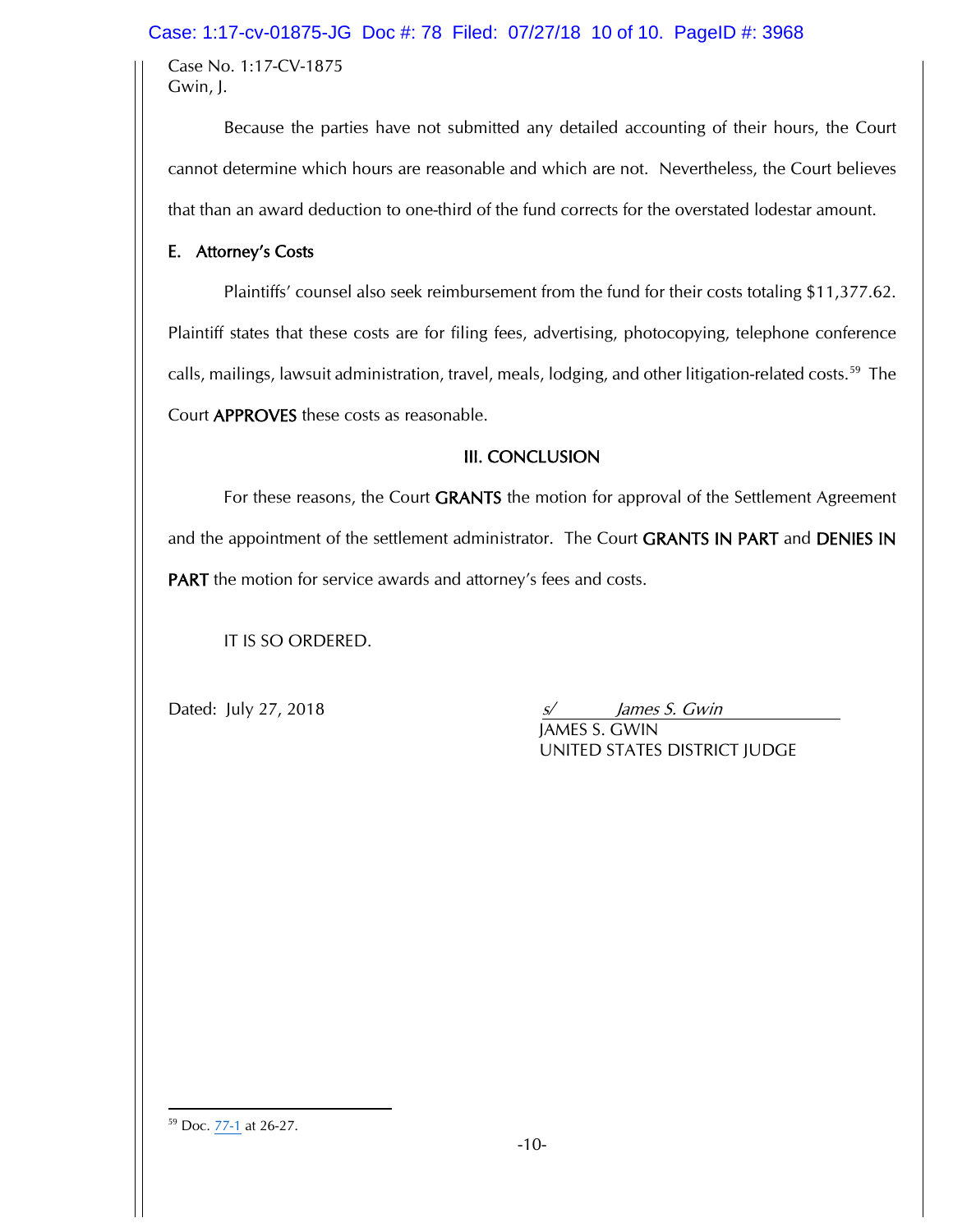Case No. 1:17-CV-1875
Gwin, J.

Because the parties have not submitted any detailed accounting of their hours, the Court cannot determine which hours are reasonable and which are not. Nevertheless, the Court believes that than an award deduction to one-third of the fund corrects for the overstated lodestar amount.

### E. Attorney's Costs

Plaintiffs' counsel also seek reimbursement from the fund for their costs totaling $11,377.62. Plaintiff states that these costs are for filing fees, advertising, photocopying, telephone conference calls, mailings, lawsuit administration, travel, meals, lodging, and other litigation-related costs.[59] The Court **APPROVES** these costs as reasonable.

## III. CONCLUSION

For these reasons, the Court **GRANTS** the motion for approval of the Settlement Agreement and the appointment of the settlement administrator. The Court **GRANTS IN PART** and **DENIES IN PART** the motion for service awards and attorney's fees and costs.

IT IS SO ORDERED.

Dated: July 27, 2018

*s/ James S. Gwin*
JAMES S. GWIN
UNITED STATES DISTRICT JUDGE

---

[59] Doc. 77-1 at 26-27.